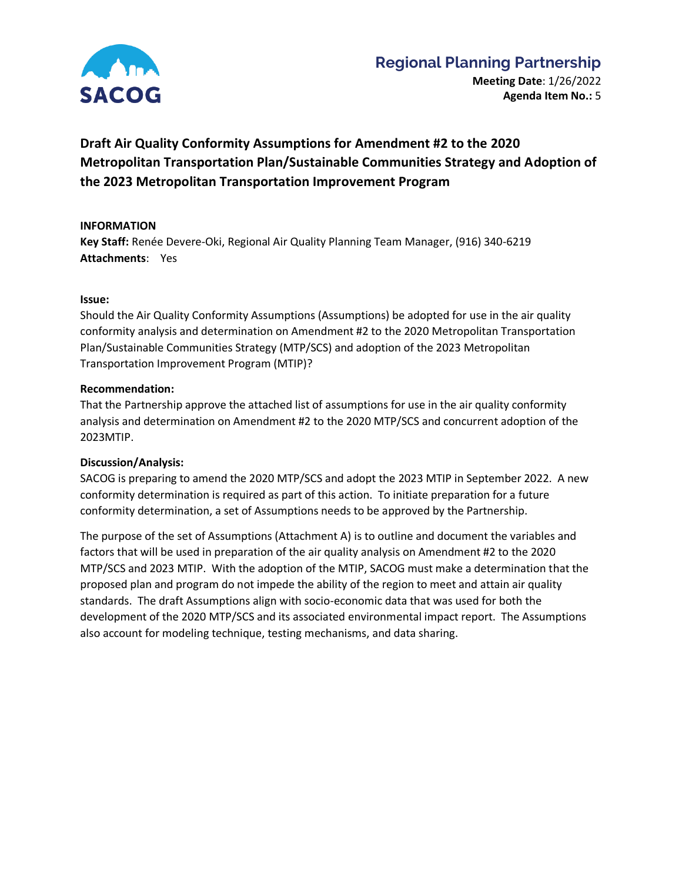SACOG

## Regional Planning Partnership

**Meeting Date**: 1/26/2022
**Agenda Item No.:** 5

# Draft Air Quality Conformity Assumptions for Amendment #2 to the 2020 Metropolitan Transportation Plan/Sustainable Communities Strategy and Adoption of the 2023 Metropolitan Transportation Improvement Program

**INFORMATION**

**Key Staff:** Renée Devere-Oki, Regional Air Quality Planning Team Manager, (916) 340-6219

**Attachments**: Yes

**Issue:**

Should the Air Quality Conformity Assumptions (Assumptions) be adopted for use in the air quality conformity analysis and determination on Amendment #2 to the 2020 Metropolitan Transportation Plan/Sustainable Communities Strategy (MTP/SCS) and adoption of the 2023 Metropolitan Transportation Improvement Program (MTIP)?

**Recommendation:**

That the Partnership approve the attached list of assumptions for use in the air quality conformity analysis and determination on Amendment #2 to the 2020 MTP/SCS and concurrent adoption of the 2023MTIP.

**Discussion/Analysis:**

SACOG is preparing to amend the 2020 MTP/SCS and adopt the 2023 MTIP in September 2022. A new conformity determination is required as part of this action. To initiate preparation for a future conformity determination, a set of Assumptions needs to be approved by the Partnership.

The purpose of the set of Assumptions (Attachment A) is to outline and document the variables and factors that will be used in preparation of the air quality analysis on Amendment #2 to the 2020 MTP/SCS and 2023 MTIP. With the adoption of the MTIP, SACOG must make a determination that the proposed plan and program do not impede the ability of the region to meet and attain air quality standards. The draft Assumptions align with socio-economic data that was used for both the development of the 2020 MTP/SCS and its associated environmental impact report. The Assumptions also account for modeling technique, testing mechanisms, and data sharing.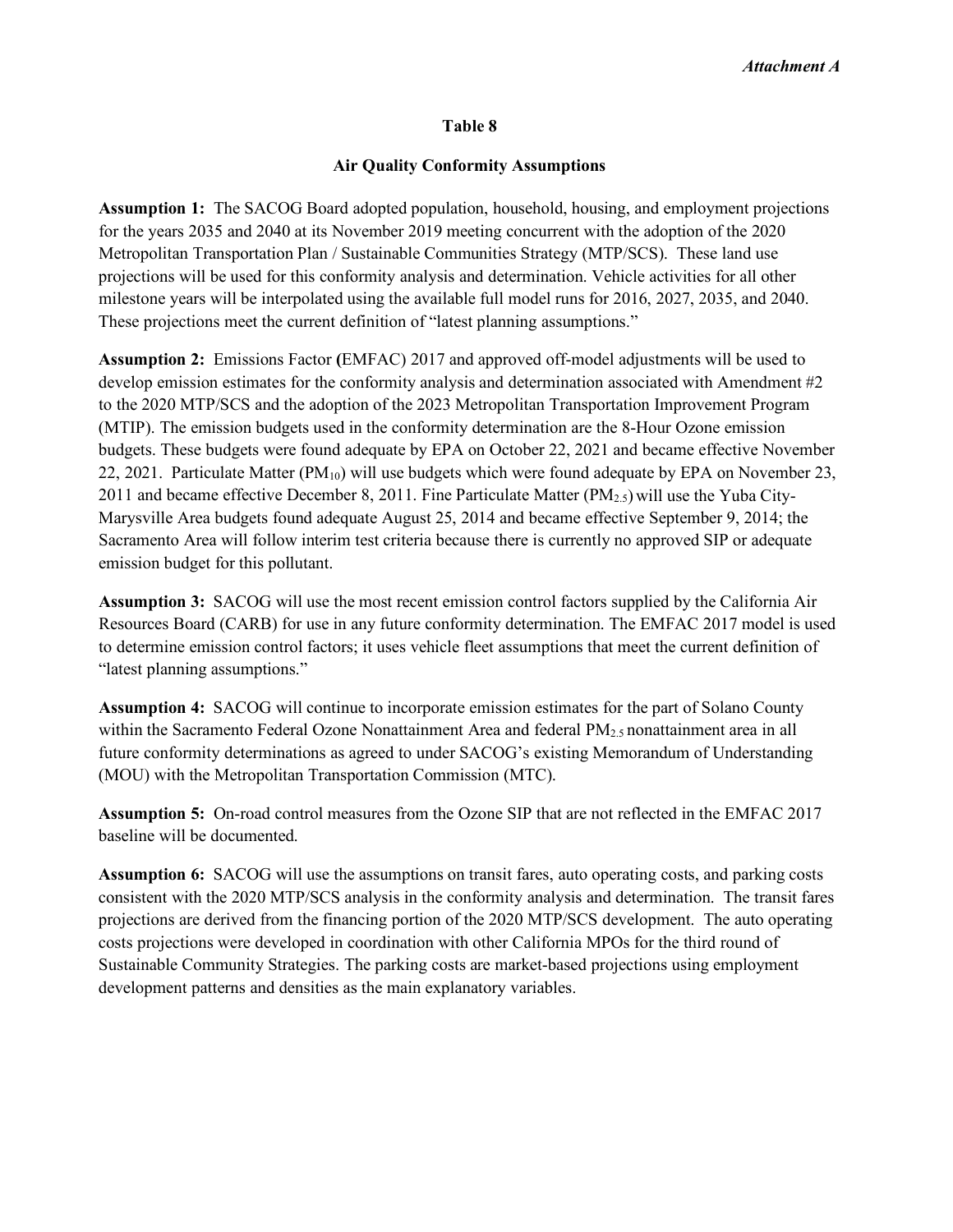*Attachment A*

**Table 8**

**Air Quality Conformity Assumptions**

**Assumption 1:** The SACOG Board adopted population, household, housing, and employment projections for the years 2035 and 2040 at its November 2019 meeting concurrent with the adoption of the 2020 Metropolitan Transportation Plan / Sustainable Communities Strategy (MTP/SCS). These land use projections will be used for this conformity analysis and determination. Vehicle activities for all other milestone years will be interpolated using the available full model runs for 2016, 2027, 2035, and 2040. These projections meet the current definition of "latest planning assumptions."

**Assumption 2:** Emissions Factor **(**EMFAC) 2017 and approved off-model adjustments will be used to develop emission estimates for the conformity analysis and determination associated with Amendment #2 to the 2020 MTP/SCS and the adoption of the 2023 Metropolitan Transportation Improvement Program (MTIP). The emission budgets used in the conformity determination are the 8-Hour Ozone emission budgets. These budgets were found adequate by EPA on October 22, 2021 and became effective November 22, 2021. Particulate Matter ($PM_{10}$) will use budgets which were found adequate by EPA on November 23, 2011 and became effective December 8, 2011. Fine Particulate Matter ($PM_{2.5}$) will use the Yuba City-Marysville Area budgets found adequate August 25, 2014 and became effective September 9, 2014; the Sacramento Area will follow interim test criteria because there is currently no approved SIP or adequate emission budget for this pollutant.

**Assumption 3:** SACOG will use the most recent emission control factors supplied by the California Air Resources Board (CARB) for use in any future conformity determination. The EMFAC 2017 model is used to determine emission control factors; it uses vehicle fleet assumptions that meet the current definition of "latest planning assumptions."

**Assumption 4:** SACOG will continue to incorporate emission estimates for the part of Solano County within the Sacramento Federal Ozone Nonattainment Area and federal $PM_{2.5}$ nonattainment area in all future conformity determinations as agreed to under SACOG's existing Memorandum of Understanding (MOU) with the Metropolitan Transportation Commission (MTC).

**Assumption 5:** On-road control measures from the Ozone SIP that are not reflected in the EMFAC 2017 baseline will be documented.

**Assumption 6:** SACOG will use the assumptions on transit fares, auto operating costs, and parking costs consistent with the 2020 MTP/SCS analysis in the conformity analysis and determination. The transit fares projections are derived from the financing portion of the 2020 MTP/SCS development. The auto operating costs projections were developed in coordination with other California MPOs for the third round of Sustainable Community Strategies. The parking costs are market-based projections using employment development patterns and densities as the main explanatory variables.